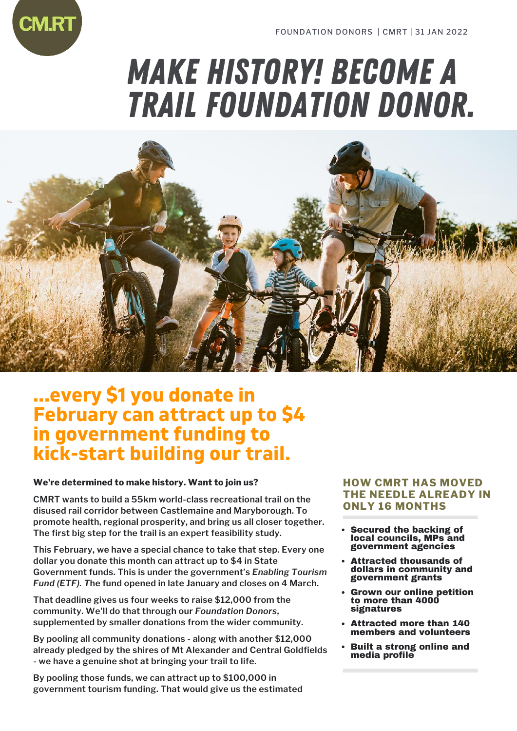FOUNDATION DONORS | CMRT | 31 JAN 2022

# MAKE HISTORY! BECOME A TRAIL FOUNDATION DONOR.

## ...every $1 you donate in February can attract up to $4 in government funding to kick-start building our trail.

**We're determined to make history. Want to join us?**

CMRT wants to build a 55km world-class recreational trail on the disused rail corridor between Castlemaine and Maryborough. To promote health, regional prosperity, and bring us all closer together. The first big step for the trail is an expert feasibility study.

This February, we have a special chance to take that step. Every one dollar you donate this month can attract up to $4 in State Government funds. This is under the government's *Enabling Tourism Fund (ETF).* The fund opened in late January and closes on 4 March.

That deadline gives us four weeks to raise $12,000 from the community. We'll do that through our *Foundation Donors*, supplemented by smaller donations from the wider community.

By pooling all community donations - along with another $12,000 already pledged by the shires of Mt Alexander and Central Goldfields - we have a genuine shot at bringing your trail to life.

By pooling those funds, we can attract up to $100,000 in government tourism funding. That would give us the estimated

### HOW CMRT HAS MOVED THE NEEDLE ALREADY IN ONLY 16 MONTHS

- **Secured the backing of local councils, MPs and government agencies**
- **Attracted thousands of dollars in community and government grants**
- **Grown our online petition to more than 4000 signatures**
- **Attracted more than 140 members and volunteers**
- **Built a strong online and media profile**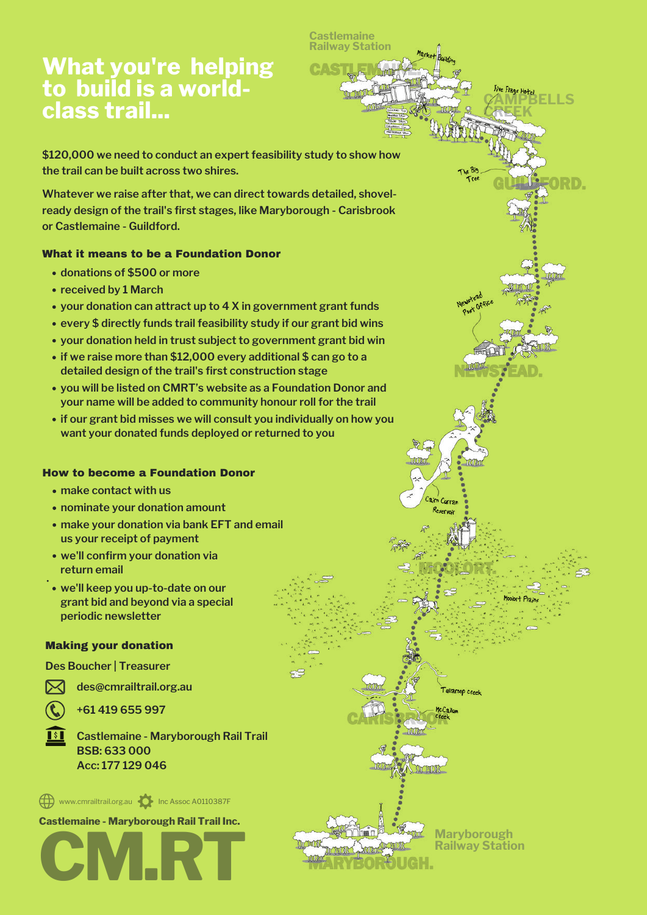# What you're helping to build is a world-class trail...

**$120,000 we need to conduct an expert feasibility study to show how the trail can be built across two shires.**

**Whatever we raise after that, we can direct towards detailed, shovel-ready design of the trail's first stages, like Maryborough - Carisbrook or Castlemaine - Guildford.**

### What it means to be a Foundation Donor

- donations of $500 or more
- received by 1 March
- your donation can attract up to 4 X in government grant funds
- every $ directly funds trail feasibility study if our grant bid wins
- your donation held in trust subject to government grant bid win
- if we raise more than $12,000 every additional $ can go to a detailed design of the trail's first construction stage
- you will be listed on CMRT's website as a Foundation Donor and your name will be added to community honour roll for the trail
- if our grant bid misses we will consult you individually on how you want your donated funds deployed or returned to you

### How to become a Foundation Donor

- make contact with us
- nominate your donation amount
- make your donation via bank EFT and email us your receipt of payment
- we'll confirm your donation via return email
- we'll keep you up-to-date on our grant bid and beyond via a special periodic newsletter

### Making your donation

**Des Boucher | Treasurer**

des@cmrailtrail.org.au

+61 419 655 997

**Castlemaine - Maryborough Rail Trail**
**BSB: 633 000**
**Acc: 177 129 046**

www.cmrailtrail.org.au Inc Assoc A0110387F

**Castlemaine - Maryborough Rail Trail Inc.**

CM.RT

Castlemaine Railway Station

CASTLEMAINE.

Market Building

Five Flags Hotel

CAMPBELLS CREEK

The Big Tree

GUILDFORD.

Newstead Post Office

NEWSTEAD.

Cairn Curran Reservoir

MOOLORT.

Moolort Plains

Tullaroop Creek

McCallum Creek

CARISBROOK

Maryborough Railway Station

MARYBOROUGH.